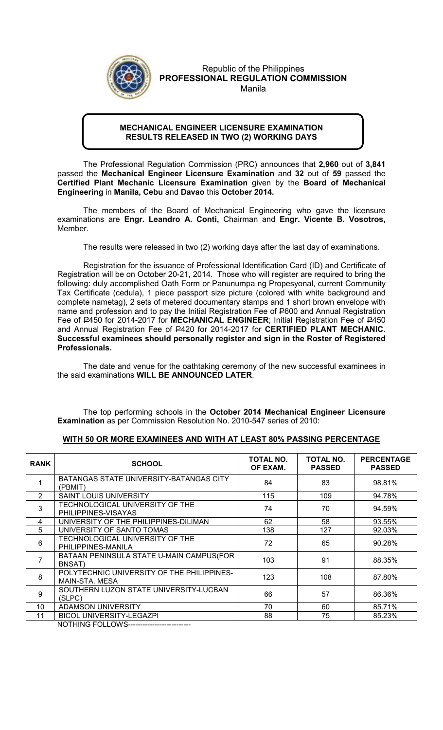Republic of the Philippines
**PROFESSIONAL REGULATION COMMISSION**
Manila

**MECHANICAL ENGINEER LICENSURE EXAMINATION RESULTS RELEASED IN TWO (2) WORKING DAYS**

The Professional Regulation Commission (PRC) announces that **2,960** out of **3,841** passed the **Mechanical Engineer Licensure Examination** and **32** out of **59** passed the **Certified Plant Mechanic Licensure Examination** given by the **Board of Mechanical Engineering** in **Manila, Cebu** and **Davao** this **October 2014.**

The members of the Board of Mechanical Engineering who gave the licensure examinations are **Engr. Leandro A. Conti,** Chairman and **Engr. Vicente B. Vosotros,** Member.

The results were released in two (2) working days after the last day of examinations.

Registration for the issuance of Professional Identification Card (ID) and Certificate of Registration will be on October 20-21, 2014. Those who will register are required to bring the following: duly accomplished Oath Form or Panunumpa ng Propesyonal, current Community Tax Certificate (cedula), 1 piece passport size picture (colored with white background and complete nametag), 2 sets of metered documentary stamps and 1 short brown envelope with name and profession and to pay the Initial Registration Fee of ₱600 and Annual Registration Fee of ₱450 for 2014-2017 for **MECHANICAL ENGINEER**; Initial Registration Fee of ₱450 and Annual Registration Fee of ₱420 for 2014-2017 for **CERTIFIED PLANT MECHANIC**. **Successful examinees should personally register and sign in the Roster of Registered Professionals.**

The date and venue for the oathtaking ceremony of the new successful examinees in the said examinations **WILL BE ANNOUNCED LATER**.

The top performing schools in the **October 2014 Mechanical Engineer Licensure Examination** as per Commission Resolution No. 2010-547 series of 2010:

**WITH 50 OR MORE EXAMINEES AND WITH AT LEAST 80% PASSING PERCENTAGE**

| RANK | SCHOOL | TOTAL NO. OF EXAM. | TOTAL NO. PASSED | PERCENTAGE PASSED |
|---|---|---|---|---|
| 1 | BATANGAS STATE UNIVERSITY-BATANGAS CITY (PBMIT) | 84 | 83 | 98.81% |
| 2 | SAINT LOUIS UNIVERSITY | 115 | 109 | 94.78% |
| 3 | TECHNOLOGICAL UNIVERSITY OF THE PHILIPPINES-VISAYAS | 74 | 70 | 94.59% |
| 4 | UNIVERSITY OF THE PHILIPPINES-DILIMAN | 62 | 58 | 93.55% |
| 5 | UNIVERSITY OF SANTO TOMAS | 138 | 127 | 92.03% |
| 6 | TECHNOLOGICAL UNIVERSITY OF THE PHILIPPINES-MANILA | 72 | 65 | 90.28% |
| 7 | BATAAN PENINSULA STATE U-MAIN CAMPUS(FOR BNSAT) | 103 | 91 | 88.35% |
| 8 | POLYTECHNIC UNIVERSITY OF THE PHILIPPINES-MAIN-STA. MESA | 123 | 108 | 87.80% |
| 9 | SOUTHERN LUZON STATE UNIVERSITY-LUCBAN (SLPC) | 66 | 57 | 86.36% |
| 10 | ADAMSON UNIVERSITY | 70 | 60 | 85.71% |
| 11 | BICOL UNIVERSITY-LEGAZPI | 88 | 75 | 85.23% |

NOTHING FOLLOWS--------------------------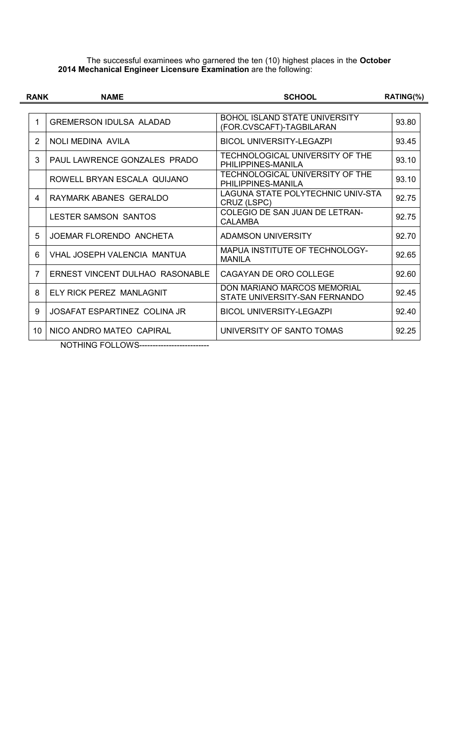The successful examinees who garnered the ten (10) highest places in the **October 2014 Mechanical Engineer Licensure Examination** are the following:

| RANK | NAME | SCHOOL | RATING(%) |
|---|---|---|---|
| 1 | GREMERSON IDULSA ALADAD | BOHOL ISLAND STATE UNIVERSITY (FOR.CVSCAFT)-TAGBILARAN | 93.80 |
| 2 | NOLI MEDINA AVILA | BICOL UNIVERSITY-LEGAZPI | 93.45 |
| 3 | PAUL LAWRENCE GONZALES PRADO | TECHNOLOGICAL UNIVERSITY OF THE PHILIPPINES-MANILA | 93.10 |
| | ROWELL BRYAN ESCALA QUIJANO | TECHNOLOGICAL UNIVERSITY OF THE PHILIPPINES-MANILA | 93.10 |
| 4 | RAYMARK ABANES GERALDO | LAGUNA STATE POLYTECHNIC UNIV-STA CRUZ (LSPC) | 92.75 |
| | LESTER SAMSON SANTOS | COLEGIO DE SAN JUAN DE LETRAN-CALAMBA | 92.75 |
| 5 | JOEMAR FLORENDO ANCHETA | ADAMSON UNIVERSITY | 92.70 |
| 6 | VHAL JOSEPH VALENCIA MANTUA | MAPUA INSTITUTE OF TECHNOLOGY-MANILA | 92.65 |
| 7 | ERNEST VINCENT DULHAO RASONABLE | CAGAYAN DE ORO COLLEGE | 92.60 |
| 8 | ELY RICK PEREZ MANLAGNIT | DON MARIANO MARCOS MEMORIAL STATE UNIVERSITY-SAN FERNANDO | 92.45 |
| 9 | JOSAFAT ESPARTINEZ COLINA JR | BICOL UNIVERSITY-LEGAZPI | 92.40 |
| 10 | NICO ANDRO MATEO CAPIRAL | UNIVERSITY OF SANTO TOMAS | 92.25 |

NOTHING FOLLOWS--------------------------